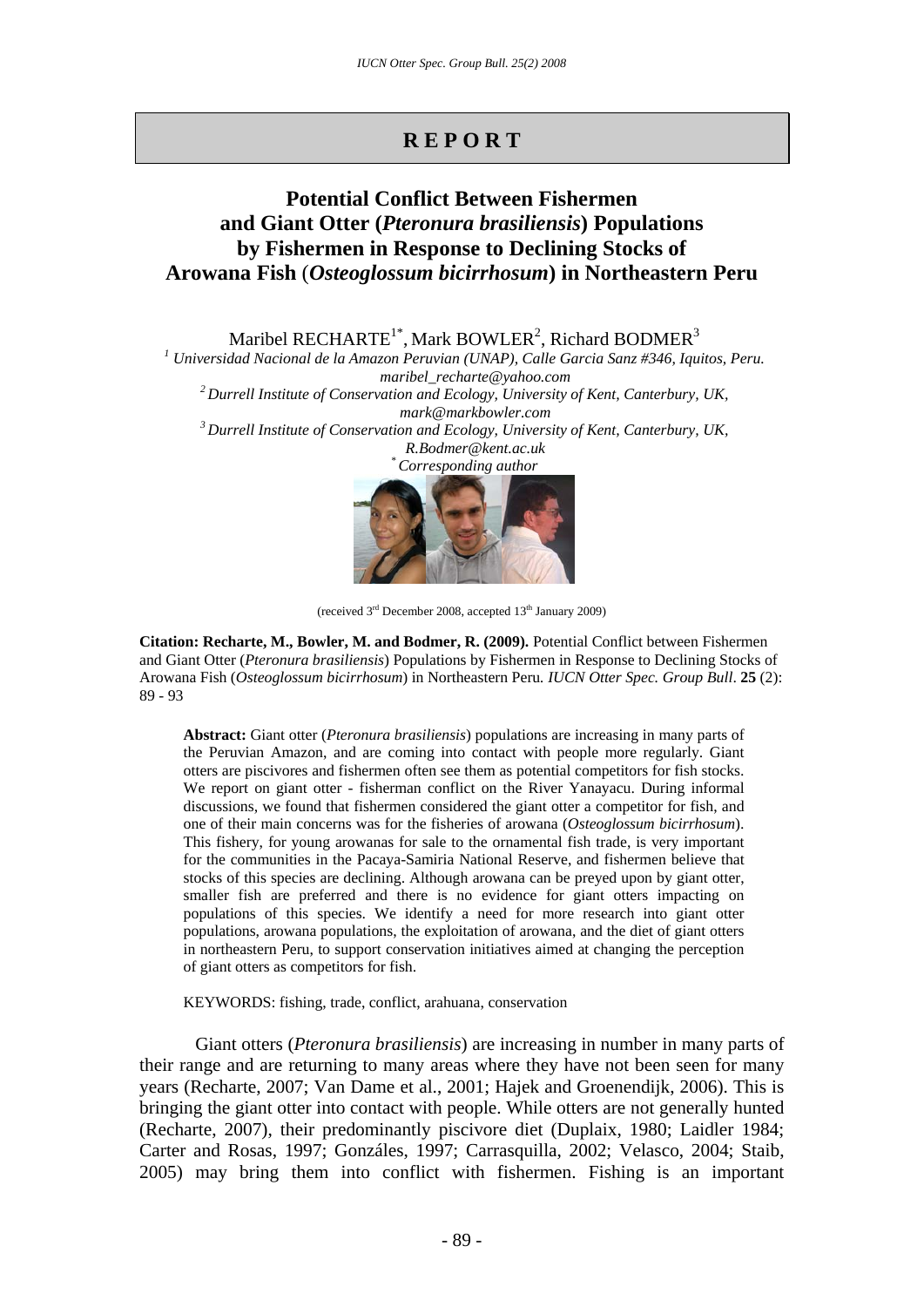# R E P O R T

## Potential Conflict Between Fishermen and Giant Otter (*Pteronura brasiliensis*) Populations by Fishermen in Response to Declining Stocks of Arowana Fish (*Osteoglossum bicirrhosum*) in Northeastern Peru

Maribel RECHARTE[1*], Mark BOWLER[2], Richard BODMER[3]

[1] *Universidad Nacional de la Amazon Peruvian (UNAP), Calle Garcia Sanz #346, Iquitos, Peru. maribel_recharte@yahoo.com*

[2] *Durrell Institute of Conservation and Ecology, University of Kent, Canterbury, UK, mark@markbowler.com*

[3] *Durrell Institute of Conservation and Ecology, University of Kent, Canterbury, UK, R.Bodmer@kent.ac.uk*

[*] *Corresponding author*

(received 3rd December 2008, accepted 13th January 2009)

**Citation: Recharte, M., Bowler, M. and Bodmer, R. (2009).** Potential Conflict between Fishermen and Giant Otter (*Pteronura brasiliensis*) Populations by Fishermen in Response to Declining Stocks of Arowana Fish (*Osteoglossum bicirrhosum*) in Northeastern Peru. *IUCN Otter Spec. Group Bull*. **25** (2): 89 - 93

**Abstract:** Giant otter (*Pteronura brasiliensis*) populations are increasing in many parts of the Peruvian Amazon, and are coming into contact with people more regularly. Giant otters are piscivores and fishermen often see them as potential competitors for fish stocks. We report on giant otter - fisherman conflict on the River Yanayacu. During informal discussions, we found that fishermen considered the giant otter a competitor for fish, and one of their main concerns was for the fisheries of arowana (*Osteoglossum bicirrhosum*). This fishery, for young arowanas for sale to the ornamental fish trade, is very important for the communities in the Pacaya-Samiria National Reserve, and fishermen believe that stocks of this species are declining. Although arowana can be preyed upon by giant otter, smaller fish are preferred and there is no evidence for giant otters impacting on populations of this species. We identify a need for more research into giant otter populations, arowana populations, the exploitation of arowana, and the diet of giant otters in northeastern Peru, to support conservation initiatives aimed at changing the perception of giant otters as competitors for fish.

KEYWORDS: fishing, trade, conflict, arahuana, conservation

Giant otters (*Pteronura brasiliensis*) are increasing in number in many parts of their range and are returning to many areas where they have not been seen for many years (Recharte, 2007; Van Dame et al., 2001; Hajek and Groenendijk, 2006). This is bringing the giant otter into contact with people. While otters are not generally hunted (Recharte, 2007), their predominantly piscivore diet (Duplaix, 1980; Laidler 1984; Carter and Rosas, 1997; Gonzáles, 1997; Carrasquilla, 2002; Velasco, 2004; Staib, 2005) may bring them into conflict with fishermen. Fishing is an important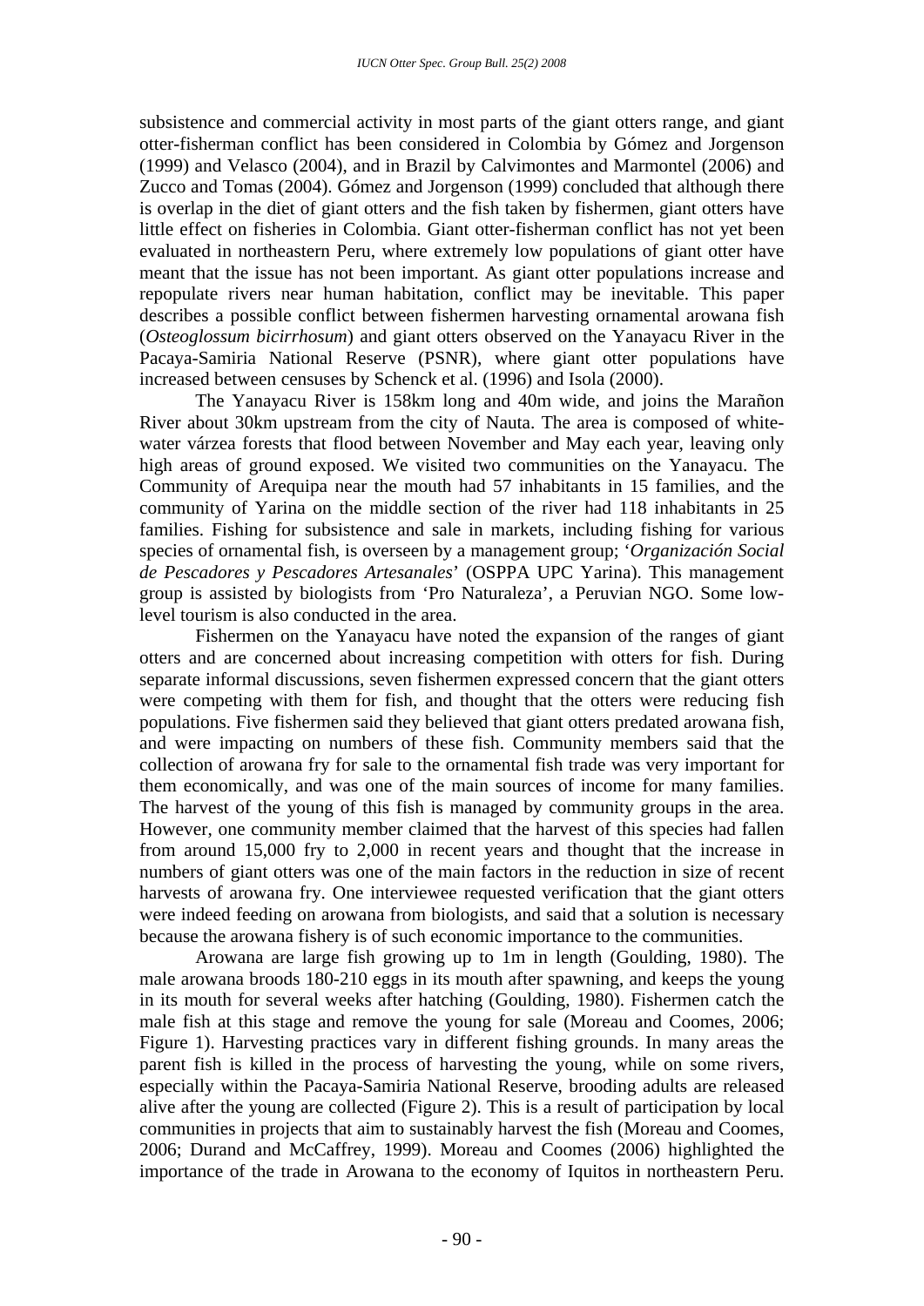subsistence and commercial activity in most parts of the giant otters range, and giant otter-fisherman conflict has been considered in Colombia by Gómez and Jorgenson (1999) and Velasco (2004), and in Brazil by Calvimontes and Marmontel (2006) and Zucco and Tomas (2004). Gómez and Jorgenson (1999) concluded that although there is overlap in the diet of giant otters and the fish taken by fishermen, giant otters have little effect on fisheries in Colombia. Giant otter-fisherman conflict has not yet been evaluated in northeastern Peru, where extremely low populations of giant otter have meant that the issue has not been important. As giant otter populations increase and repopulate rivers near human habitation, conflict may be inevitable. This paper describes a possible conflict between fishermen harvesting ornamental arowana fish (*Osteoglossum bicirrhosum*) and giant otters observed on the Yanayacu River in the Pacaya-Samiria National Reserve (PSNR), where giant otter populations have increased between censuses by Schenck et al. (1996) and Isola (2000).

The Yanayacu River is 158km long and 40m wide, and joins the Marañon River about 30km upstream from the city of Nauta. The area is composed of white-water várzea forests that flood between November and May each year, leaving only high areas of ground exposed. We visited two communities on the Yanayacu. The Community of Arequipa near the mouth had 57 inhabitants in 15 families, and the community of Yarina on the middle section of the river had 118 inhabitants in 25 families. Fishing for subsistence and sale in markets, including fishing for various species of ornamental fish, is overseen by a management group; '*Organización Social de Pescadores y Pescadores Artesanales*' (OSPPA UPC Yarina). This management group is assisted by biologists from 'Pro Naturaleza', a Peruvian NGO. Some low-level tourism is also conducted in the area.

Fishermen on the Yanayacu have noted the expansion of the ranges of giant otters and are concerned about increasing competition with otters for fish. During separate informal discussions, seven fishermen expressed concern that the giant otters were competing with them for fish, and thought that the otters were reducing fish populations. Five fishermen said they believed that giant otters predated arowana fish, and were impacting on numbers of these fish. Community members said that the collection of arowana fry for sale to the ornamental fish trade was very important for them economically, and was one of the main sources of income for many families. The harvest of the young of this fish is managed by community groups in the area. However, one community member claimed that the harvest of this species had fallen from around 15,000 fry to 2,000 in recent years and thought that the increase in numbers of giant otters was one of the main factors in the reduction in size of recent harvests of arowana fry. One interviewee requested verification that the giant otters were indeed feeding on arowana from biologists, and said that a solution is necessary because the arowana fishery is of such economic importance to the communities.

Arowana are large fish growing up to 1m in length (Goulding, 1980). The male arowana broods 180-210 eggs in its mouth after spawning, and keeps the young in its mouth for several weeks after hatching (Goulding, 1980). Fishermen catch the male fish at this stage and remove the young for sale (Moreau and Coomes, 2006; Figure 1). Harvesting practices vary in different fishing grounds. In many areas the parent fish is killed in the process of harvesting the young, while on some rivers, especially within the Pacaya-Samiria National Reserve, brooding adults are released alive after the young are collected (Figure 2). This is a result of participation by local communities in projects that aim to sustainably harvest the fish (Moreau and Coomes, 2006; Durand and McCaffrey, 1999). Moreau and Coomes (2006) highlighted the importance of the trade in Arowana to the economy of Iquitos in northeastern Peru.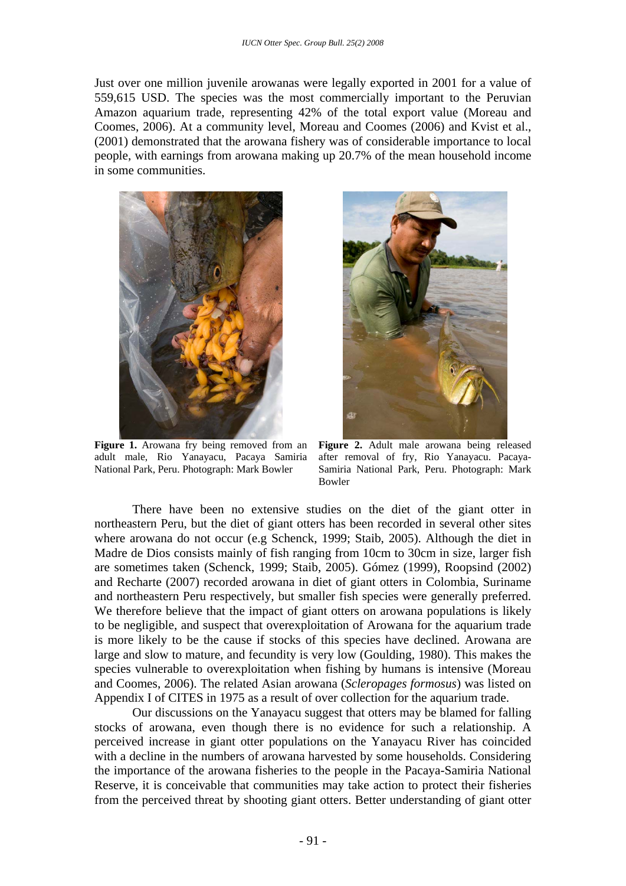Just over one million juvenile arowanas were legally exported in 2001 for a value of 559,615 USD. The species was the most commercially important to the Peruvian Amazon aquarium trade, representing 42% of the total export value (Moreau and Coomes, 2006). At a community level, Moreau and Coomes (2006) and Kvist et al., (2001) demonstrated that the arowana fishery was of considerable importance to local people, with earnings from arowana making up 20.7% of the mean household income in some communities.

**Figure 1.** Arowana fry being removed from an adult male, Rio Yanayacu, Pacaya Samiria National Park, Peru. Photograph: Mark Bowler

**Figure 2.** Adult male arowana being released after removal of fry, Rio Yanayacu. Pacaya-Samiria National Park, Peru. Photograph: Mark Bowler

There have been no extensive studies on the diet of the giant otter in northeastern Peru, but the diet of giant otters has been recorded in several other sites where arowana do not occur (e.g Schenck, 1999; Staib, 2005). Although the diet in Madre de Dios consists mainly of fish ranging from 10cm to 30cm in size, larger fish are sometimes taken (Schenck, 1999; Staib, 2005). Gómez (1999), Roopsind (2002) and Recharte (2007) recorded arowana in diet of giant otters in Colombia, Suriname and northeastern Peru respectively, but smaller fish species were generally preferred. We therefore believe that the impact of giant otters on arowana populations is likely to be negligible, and suspect that overexploitation of Arowana for the aquarium trade is more likely to be the cause if stocks of this species have declined. Arowana are large and slow to mature, and fecundity is very low (Goulding, 1980). This makes the species vulnerable to overexploitation when fishing by humans is intensive (Moreau and Coomes, 2006). The related Asian arowana (*Scleropages formosus*) was listed on Appendix I of CITES in 1975 as a result of over collection for the aquarium trade.

Our discussions on the Yanayacu suggest that otters may be blamed for falling stocks of arowana, even though there is no evidence for such a relationship. A perceived increase in giant otter populations on the Yanayacu River has coincided with a decline in the numbers of arowana harvested by some households. Considering the importance of the arowana fisheries to the people in the Pacaya-Samiria National Reserve, it is conceivable that communities may take action to protect their fisheries from the perceived threat by shooting giant otters. Better understanding of giant otter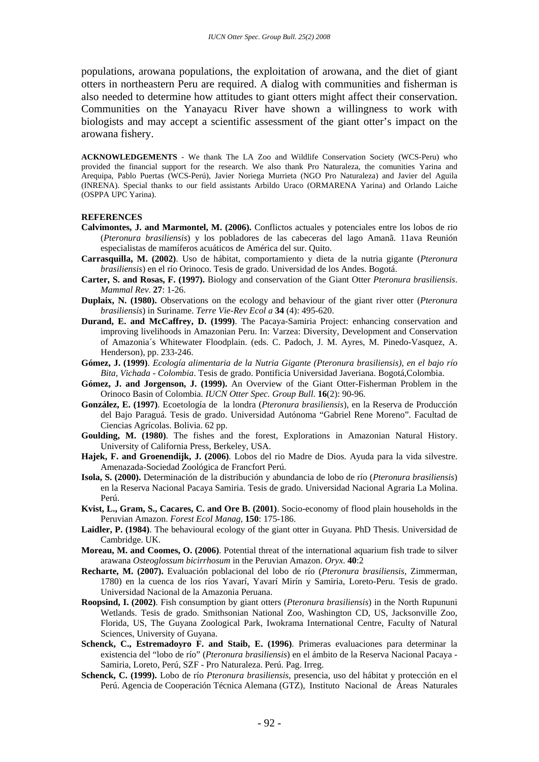populations, arowana populations, the exploitation of arowana, and the diet of giant otters in northeastern Peru are required. A dialog with communities and fisherman is also needed to determine how attitudes to giant otters might affect their conservation. Communities on the Yanayacu River have shown a willingness to work with biologists and may accept a scientific assessment of the giant otter's impact on the arowana fishery.

**ACKNOWLEDGEMENTS** - We thank The LA Zoo and Wildlife Conservation Society (WCS-Peru) who provided the financial support for the research. We also thank Pro Naturaleza, the comunities Yarina and Arequipa, Pablo Puertas (WCS-Perú), Javier Noriega Murrieta (NGO Pro Naturaleza) and Javier del Aguila (INRENA). Special thanks to our field assistants Arbildo Uraco (ORMARENA Yarina) and Orlando Laiche (OSPPA UPC Yarina).

**REFERENCES**

**Calvimontes, J. and Marmontel, M. (2006).** Conflictos actuales y potenciales entre los lobos de rio (*Pteronura brasiliensis*) y los pobladores de las cabeceras del lago Amanã. 11ava Reunión especialistas de mamíferos acuáticos de América del sur. Quito.

**Carrasquilla, M. (2002)**. Uso de hábitat, comportamiento y dieta de la nutria gigante (*Pteronura brasiliensis*) en el río Orinoco. Tesis de grado. Universidad de los Andes. Bogotá.

**Carter, S. and Rosas, F. (1997).** Biology and conservation of the Giant Otter *Pteronura brasiliensis*. *Mammal Rev*. **27**: 1-26.

**Duplaix, N. (1980).** Observations on the ecology and behaviour of the giant river otter (*Pteronura brasiliensis*) in Suriname. *Terre Vie-Rev Ecol a* **34** (4): 495-620.

**Durand, E. and McCaffrey, D. (1999)**. The Pacaya-Samiria Project: enhancing conservation and improving livelihoods in Amazonian Peru. In: Varzea: Diversity, Development and Conservation of Amazonia´s Whitewater Floodplain. (eds. C. Padoch, J. M. Ayres, M. Pinedo-Vasquez, A. Henderson), pp. 233-246.

**Gómez, J. (1999)**. *Ecología alimentaria de la Nutria Gigante (Pteronura brasiliensis), en el bajo río Bita, Vichada - Colombia*. Tesis de grado. Pontificia Universidad Javeriana. Bogotá,Colombia.

**Gómez, J. and Jorgenson, J. (1999).** An Overview of the Giant Otter-Fisherman Problem in the Orinoco Basin of Colombia. *IUCN Otter Spec. Group Bull*. **16**(2): 90-96.

**González, E. (1997)**. Ecoetología de la londra (*Pteronura brasiliensis*), en la Reserva de Producción del Bajo Paraguá. Tesis de grado. Universidad Autónoma "Gabriel Rene Moreno". Facultad de Ciencias Agrícolas. Bolivia. 62 pp.

**Goulding, M. (1980)**. The fishes and the forest, Explorations in Amazonian Natural History. University of California Press, Berkeley, USA.

**Hajek, F. and Groenendijk, J. (2006)**. Lobos del rio Madre de Dios. Ayuda para la vida silvestre. Amenazada-Sociedad Zoológica de Francfort Perú.

**Isola, S. (2000).** Determinación de la distribución y abundancia de lobo de río (*Pteronura brasiliensis*) en la Reserva Nacional Pacaya Samiria. Tesis de grado. Universidad Nacional Agraria La Molina. Perú.

**Kvist, L., Gram, S., Cacares, C. and Ore B. (2001)**. Socio-economy of flood plain households in the Peruvian Amazon. *Forest Ecol Manag*, **150**: 175-186.

**Laidler, P. (1984)**. The behavioural ecology of the giant otter in Guyana. PhD Thesis. Universidad de Cambridge. UK.

**Moreau, M. and Coomes, O. (2006)**. Potential threat of the international aquarium fish trade to silver arawana *Osteoglossum bicirrhosum* in the Peruvian Amazon. *Oryx*. **40**:2

**Recharte, M. (2007).** Evaluación poblacional del lobo de río (*Pteronura brasiliensis*, Zimmerman, 1780) en la cuenca de los ríos Yavarí, Yavarí Mirín y Samiria, Loreto-Peru. Tesis de grado. Universidad Nacional de la Amazonia Peruana.

**Roopsind, I. (2002)**. Fish consumption by giant otters (*Pteronura brasiliensis*) in the North Rupununi Wetlands. Tesis de grado. Smithsonian National Zoo, Washington CD, US, Jacksonville Zoo, Florida, US, The Guyana Zoological Park, Iwokrama International Centre, Faculty of Natural Sciences, University of Guyana.

**Schenck, C., Estremadoyro F. and Staib, E. (1996)**. Primeras evaluaciones para determinar la existencia del "lobo de río" (*Pteronura brasiliensis*) en el ámbito de la Reserva Nacional Pacaya - Samiria, Loreto, Perú, SZF - Pro Naturaleza. Perú. Pag. Irreg.

**Schenck, C. (1999).** Lobo de río *Pteronura brasiliensis*, presencia, uso del hábitat y protección en el Perú. Agencia de Cooperación Técnica Alemana (GTZ), Instituto Nacional de Áreas Naturales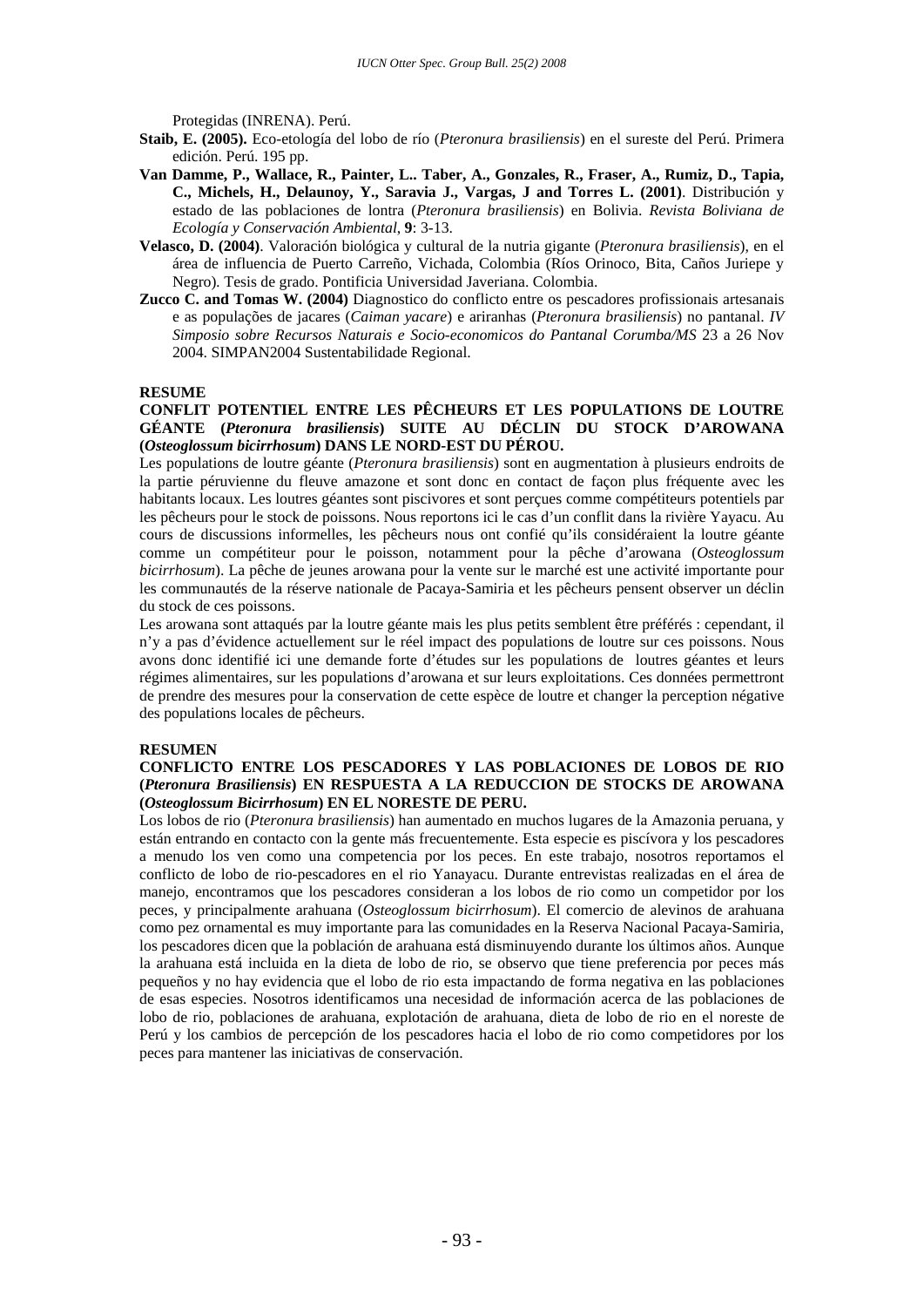Protegidas (INRENA). Perú.

**Staib, E. (2005).** Eco-etología del lobo de río (*Pteronura brasiliensis*) en el sureste del Perú. Primera edición. Perú. 195 pp.

**Van Damme, P., Wallace, R., Painter, L.. Taber, A., Gonzales, R., Fraser, A., Rumiz, D., Tapia, C., Michels, H., Delaunoy, Y., Saravia J., Vargas, J and Torres L. (2001)**. Distribución y estado de las poblaciones de lontra (*Pteronura brasiliensis*) en Bolivia. *Revista Boliviana de Ecología y Conservación Ambiental*, **9**: 3-13.

**Velasco, D. (2004)**. Valoración biológica y cultural de la nutria gigante (*Pteronura brasiliensis*), en el área de influencia de Puerto Carreño, Vichada, Colombia (Ríos Orinoco, Bita, Caños Juriepe y Negro). Tesis de grado. Pontificia Universidad Javeriana. Colombia.

**Zucco C. and Tomas W. (2004)** Diagnostico do conflicto entre os pescadores profissionais artesanais e as populações de jacares (*Caiman yacare*) e ariranhas (*Pteronura brasiliensis*) no pantanal. *IV Simposio sobre Recursos Naturais e Socio-economicos do Pantanal Corumba/MS* 23 a 26 Nov 2004. SIMPAN2004 Sustentabilidade Regional.

## RESUME

### CONFLIT POTENTIEL ENTRE LES PÊCHEURS ET LES POPULATIONS DE LOUTRE GÉANTE (*Pteronura brasiliensis*) SUITE AU DÉCLIN DU STOCK D'AROWANA (*Osteoglossum bicirrhosum*) DANS LE NORD-EST DU PÉROU.

Les populations de loutre géante (*Pteronura brasiliensis*) sont en augmentation à plusieurs endroits de la partie péruvienne du fleuve amazone et sont donc en contact de façon plus fréquente avec les habitants locaux. Les loutres géantes sont piscivores et sont perçues comme compétiteurs potentiels par les pêcheurs pour le stock de poissons. Nous reportons ici le cas d'un conflit dans la rivière Yayacu. Au cours de discussions informelles, les pêcheurs nous ont confié qu'ils considéraient la loutre géante comme un compétiteur pour le poisson, notamment pour la pêche d'arowana (*Osteoglossum bicirrhosum*). La pêche de jeunes arowana pour la vente sur le marché est une activité importante pour les communautés de la réserve nationale de Pacaya-Samiria et les pêcheurs pensent observer un déclin du stock de ces poissons.

Les arowana sont attaqués par la loutre géante mais les plus petits semblent être préférés : cependant, il n'y a pas d'évidence actuellement sur le réel impact des populations de loutre sur ces poissons. Nous avons donc identifié ici une demande forte d'études sur les populations de loutres géantes et leurs régimes alimentaires, sur les populations d'arowana et sur leurs exploitations. Ces données permettront de prendre des mesures pour la conservation de cette espèce de loutre et changer la perception négative des populations locales de pêcheurs.

## RESUMEN

### CONFLICTO ENTRE LOS PESCADORES Y LAS POBLACIONES DE LOBOS DE RIO (*Pteronura Brasiliensis*) EN RESPUESTA A LA REDUCCION DE STOCKS DE AROWANA (*Osteoglossum Bicirrhosum*) EN EL NORESTE DE PERU.

Los lobos de rio (*Pteronura brasiliensis*) han aumentado en muchos lugares de la Amazonia peruana, y están entrando en contacto con la gente más frecuentemente. Esta especie es piscívora y los pescadores a menudo los ven como una competencia por los peces. En este trabajo, nosotros reportamos el conflicto de lobo de rio-pescadores en el rio Yanayacu. Durante entrevistas realizadas en el área de manejo, encontramos que los pescadores consideran a los lobos de rio como un competidor por los peces, y principalmente arahuana (*Osteoglossum bicirrhosum*). El comercio de alevinos de arahuana como pez ornamental es muy importante para las comunidades en la Reserva Nacional Pacaya-Samiria, los pescadores dicen que la población de arahuana está disminuyendo durante los últimos años. Aunque la arahuana está incluida en la dieta de lobo de rio, se observo que tiene preferencia por peces más pequeños y no hay evidencia que el lobo de rio esta impactando de forma negativa en las poblaciones de esas especies. Nosotros identificamos una necesidad de información acerca de las poblaciones de lobo de rio, poblaciones de arahuana, explotación de arahuana, dieta de lobo de rio en el noreste de Perú y los cambios de percepción de los pescadores hacia el lobo de rio como competidores por los peces para mantener las iniciativas de conservación.